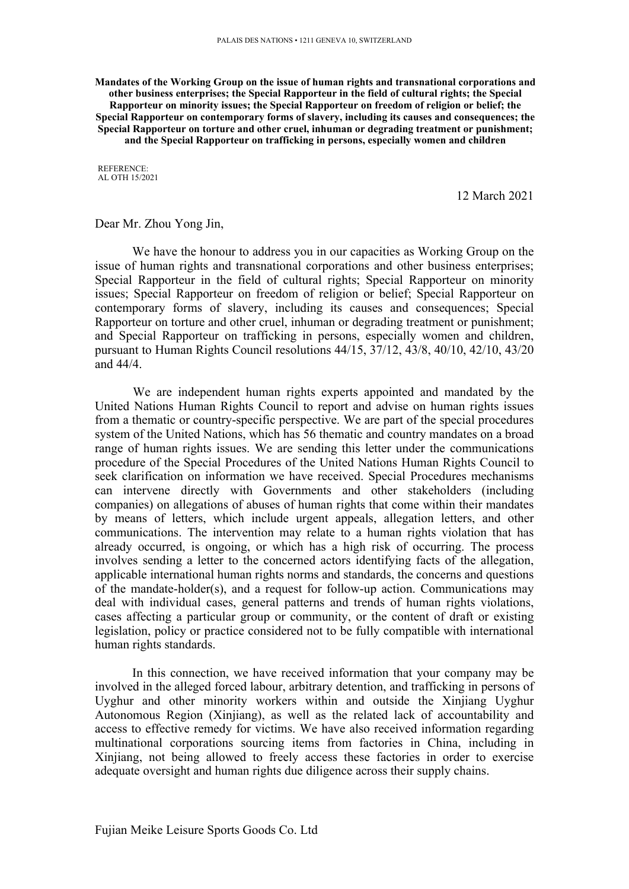**Mandates of the Working Group on the issue of human rights and transnational corporations and other business enterprises; the Special Rapporteur in the field of cultural rights; the Special Rapporteur on minority issues; the Special Rapporteur on freedom of religion or belief; the Special Rapporteur on contemporary forms of slavery, including its causes and consequences; the Special Rapporteur on torture and other cruel, inhuman or degrading treatment or punishment; and the Special Rapporteur on trafficking in persons, especially women and children**

REFERENCE:
AL OTH 15/2021

12 March 2021

Dear Mr. Zhou Yong Jin,

We have the honour to address you in our capacities as Working Group on the issue of human rights and transnational corporations and other business enterprises; Special Rapporteur in the field of cultural rights; Special Rapporteur on minority issues; Special Rapporteur on freedom of religion or belief; Special Rapporteur on contemporary forms of slavery, including its causes and consequences; Special Rapporteur on torture and other cruel, inhuman or degrading treatment or punishment; and Special Rapporteur on trafficking in persons, especially women and children, pursuant to Human Rights Council resolutions 44/15, 37/12, 43/8, 40/10, 42/10, 43/20 and 44/4.

We are independent human rights experts appointed and mandated by the United Nations Human Rights Council to report and advise on human rights issues from a thematic or country-specific perspective. We are part of the special procedures system of the United Nations, which has 56 thematic and country mandates on a broad range of human rights issues. We are sending this letter under the communications procedure of the Special Procedures of the United Nations Human Rights Council to seek clarification on information we have received. Special Procedures mechanisms can intervene directly with Governments and other stakeholders (including companies) on allegations of abuses of human rights that come within their mandates by means of letters, which include urgent appeals, allegation letters, and other communications. The intervention may relate to a human rights violation that has already occurred, is ongoing, or which has a high risk of occurring. The process involves sending a letter to the concerned actors identifying facts of the allegation, applicable international human rights norms and standards, the concerns and questions of the mandate-holder(s), and a request for follow-up action. Communications may deal with individual cases, general patterns and trends of human rights violations, cases affecting a particular group or community, or the content of draft or existing legislation, policy or practice considered not to be fully compatible with international human rights standards.

In this connection, we have received information that your company may be involved in the alleged forced labour, arbitrary detention, and trafficking in persons of Uyghur and other minority workers within and outside the Xinjiang Uyghur Autonomous Region (Xinjiang), as well as the related lack of accountability and access to effective remedy for victims. We have also received information regarding multinational corporations sourcing items from factories in China, including in Xinjiang, not being allowed to freely access these factories in order to exercise adequate oversight and human rights due diligence across their supply chains.

Fujian Meike Leisure Sports Goods Co. Ltd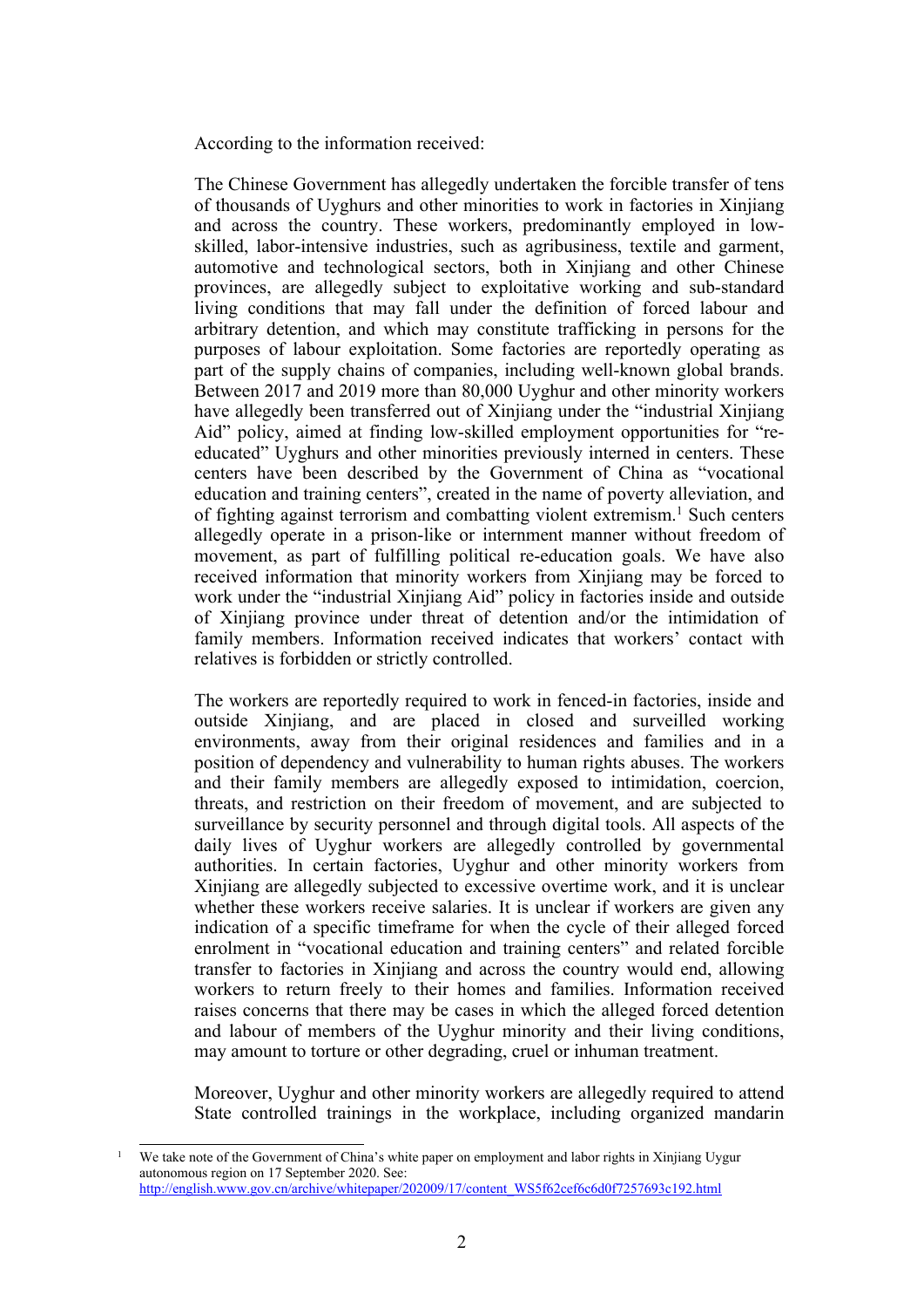According to the information received:

The Chinese Government has allegedly undertaken the forcible transfer of tens of thousands of Uyghurs and other minorities to work in factories in Xinjiang and across the country. These workers, predominantly employed in low-skilled, labor-intensive industries, such as agribusiness, textile and garment, automotive and technological sectors, both in Xinjiang and other Chinese provinces, are allegedly subject to exploitative working and sub-standard living conditions that may fall under the definition of forced labour and arbitrary detention, and which may constitute trafficking in persons for the purposes of labour exploitation. Some factories are reportedly operating as part of the supply chains of companies, including well-known global brands. Between 2017 and 2019 more than 80,000 Uyghur and other minority workers have allegedly been transferred out of Xinjiang under the "industrial Xinjiang Aid" policy, aimed at finding low-skilled employment opportunities for "re-educated" Uyghurs and other minorities previously interned in centers. These centers have been described by the Government of China as "vocational education and training centers", created in the name of poverty alleviation, and of fighting against terrorism and combatting violent extremism.[1] Such centers allegedly operate in a prison-like or internment manner without freedom of movement, as part of fulfilling political re-education goals. We have also received information that minority workers from Xinjiang may be forced to work under the "industrial Xinjiang Aid" policy in factories inside and outside of Xinjiang province under threat of detention and/or the intimidation of family members. Information received indicates that workers' contact with relatives is forbidden or strictly controlled.

The workers are reportedly required to work in fenced-in factories, inside and outside Xinjiang, and are placed in closed and surveilled working environments, away from their original residences and families and in a position of dependency and vulnerability to human rights abuses. The workers and their family members are allegedly exposed to intimidation, coercion, threats, and restriction on their freedom of movement, and are subjected to surveillance by security personnel and through digital tools. All aspects of the daily lives of Uyghur workers are allegedly controlled by governmental authorities. In certain factories, Uyghur and other minority workers from Xinjiang are allegedly subjected to excessive overtime work, and it is unclear whether these workers receive salaries. It is unclear if workers are given any indication of a specific timeframe for when the cycle of their alleged forced enrolment in "vocational education and training centers" and related forcible transfer to factories in Xinjiang and across the country would end, allowing workers to return freely to their homes and families. Information received raises concerns that there may be cases in which the alleged forced detention and labour of members of the Uyghur minority and their living conditions, may amount to torture or other degrading, cruel or inhuman treatment.

Moreover, Uyghur and other minority workers are allegedly required to attend State controlled trainings in the workplace, including organized mandarin

[1] We take note of the Government of China's white paper on employment and labor rights in Xinjiang Uygur autonomous region on 17 September 2020. See: http://english.www.gov.cn/archive/whitepaper/202009/17/content_WS5f62cef6c6d0f7257693c192.html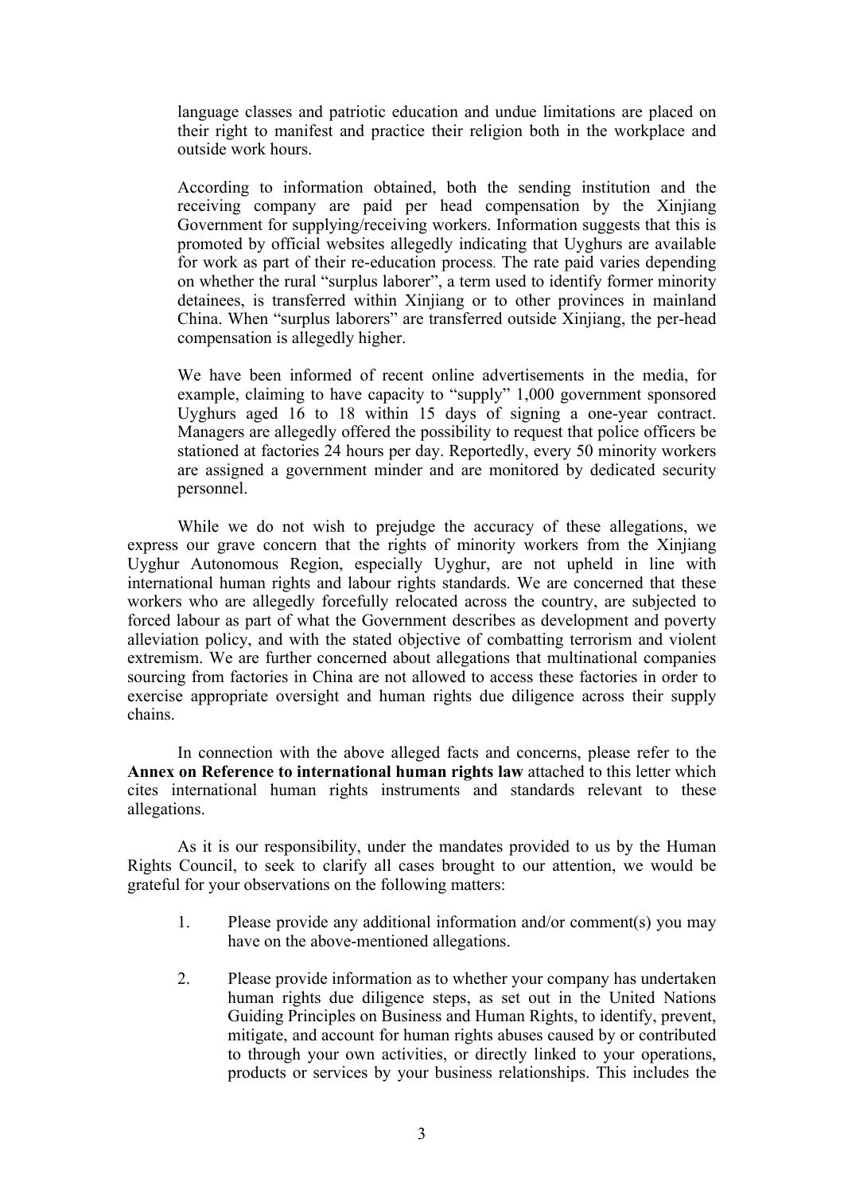language classes and patriotic education and undue limitations are placed on their right to manifest and practice their religion both in the workplace and outside work hours.

According to information obtained, both the sending institution and the receiving company are paid per head compensation by the Xinjiang Government for supplying/receiving workers. Information suggests that this is promoted by official websites allegedly indicating that Uyghurs are available for work as part of their re-education process. The rate paid varies depending on whether the rural "surplus laborer", a term used to identify former minority detainees, is transferred within Xinjiang or to other provinces in mainland China. When "surplus laborers" are transferred outside Xinjiang, the per-head compensation is allegedly higher.

We have been informed of recent online advertisements in the media, for example, claiming to have capacity to "supply" 1,000 government sponsored Uyghurs aged 16 to 18 within 15 days of signing a one-year contract. Managers are allegedly offered the possibility to request that police officers be stationed at factories 24 hours per day. Reportedly, every 50 minority workers are assigned a government minder and are monitored by dedicated security personnel.

While we do not wish to prejudge the accuracy of these allegations, we express our grave concern that the rights of minority workers from the Xinjiang Uyghur Autonomous Region, especially Uyghur, are not upheld in line with international human rights and labour rights standards. We are concerned that these workers who are allegedly forcefully relocated across the country, are subjected to forced labour as part of what the Government describes as development and poverty alleviation policy, and with the stated objective of combatting terrorism and violent extremism. We are further concerned about allegations that multinational companies sourcing from factories in China are not allowed to access these factories in order to exercise appropriate oversight and human rights due diligence across their supply chains.

In connection with the above alleged facts and concerns, please refer to the **Annex on Reference to international human rights law** attached to this letter which cites international human rights instruments and standards relevant to these allegations.

As it is our responsibility, under the mandates provided to us by the Human Rights Council, to seek to clarify all cases brought to our attention, we would be grateful for your observations on the following matters:

1. Please provide any additional information and/or comment(s) you may have on the above-mentioned allegations.

2. Please provide information as to whether your company has undertaken human rights due diligence steps, as set out in the United Nations Guiding Principles on Business and Human Rights, to identify, prevent, mitigate, and account for human rights abuses caused by or contributed to through your own activities, or directly linked to your operations, products or services by your business relationships. This includes the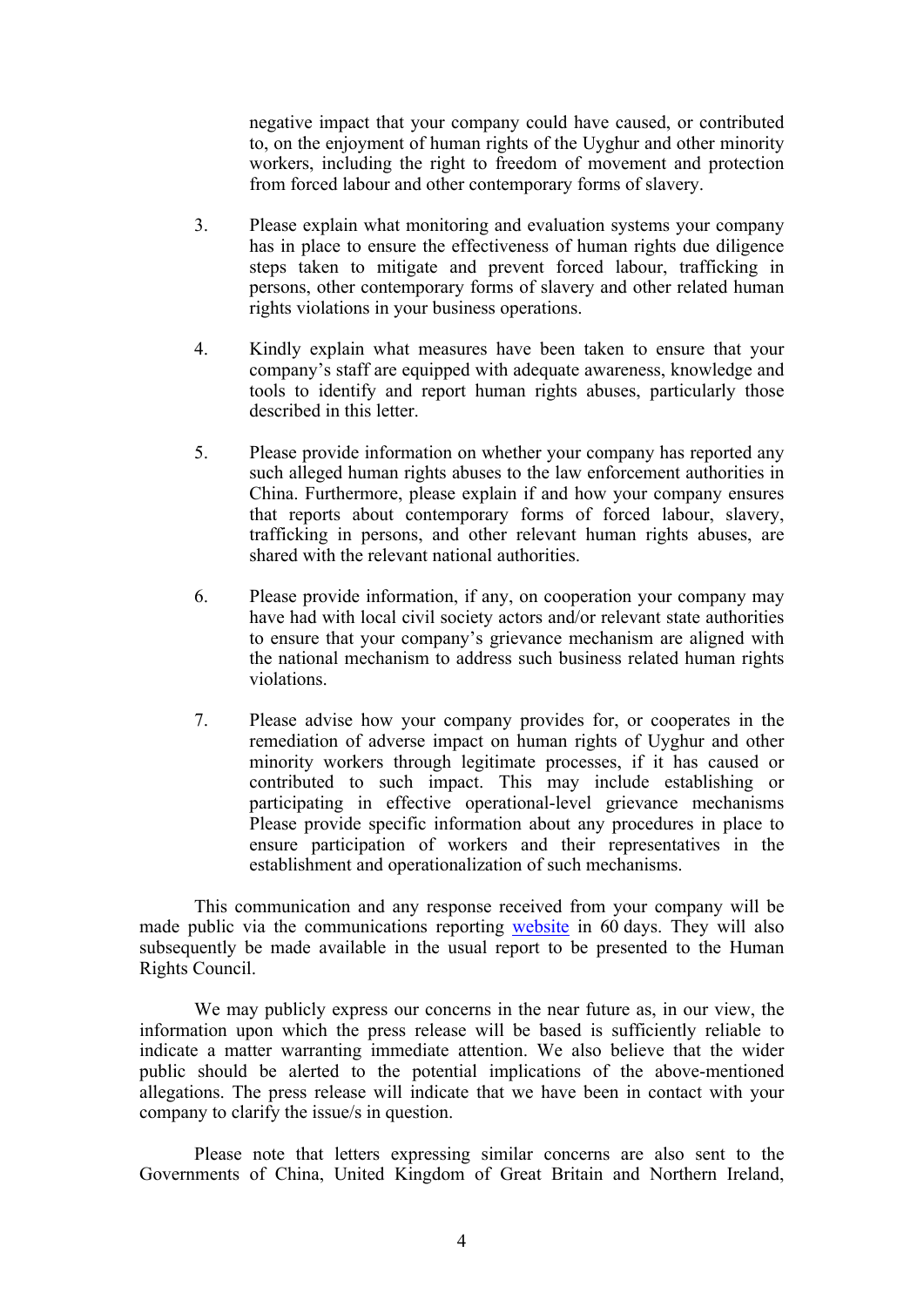negative impact that your company could have caused, or contributed to, on the enjoyment of human rights of the Uyghur and other minority workers, including the right to freedom of movement and protection from forced labour and other contemporary forms of slavery.

3. Please explain what monitoring and evaluation systems your company has in place to ensure the effectiveness of human rights due diligence steps taken to mitigate and prevent forced labour, trafficking in persons, other contemporary forms of slavery and other related human rights violations in your business operations.

4. Kindly explain what measures have been taken to ensure that your company's staff are equipped with adequate awareness, knowledge and tools to identify and report human rights abuses, particularly those described in this letter.

5. Please provide information on whether your company has reported any such alleged human rights abuses to the law enforcement authorities in China. Furthermore, please explain if and how your company ensures that reports about contemporary forms of forced labour, slavery, trafficking in persons, and other relevant human rights abuses, are shared with the relevant national authorities.

6. Please provide information, if any, on cooperation your company may have had with local civil society actors and/or relevant state authorities to ensure that your company's grievance mechanism are aligned with the national mechanism to address such business related human rights violations.

7. Please advise how your company provides for, or cooperates in the remediation of adverse impact on human rights of Uyghur and other minority workers through legitimate processes, if it has caused or contributed to such impact. This may include establishing or participating in effective operational-level grievance mechanisms Please provide specific information about any procedures in place to ensure participation of workers and their representatives in the establishment and operationalization of such mechanisms.

This communication and any response received from your company will be made public via the communications reporting website in 60 days. They will also subsequently be made available in the usual report to be presented to the Human Rights Council.

We may publicly express our concerns in the near future as, in our view, the information upon which the press release will be based is sufficiently reliable to indicate a matter warranting immediate attention. We also believe that the wider public should be alerted to the potential implications of the above-mentioned allegations. The press release will indicate that we have been in contact with your company to clarify the issue/s in question.

Please note that letters expressing similar concerns are also sent to the Governments of China, United Kingdom of Great Britain and Northern Ireland,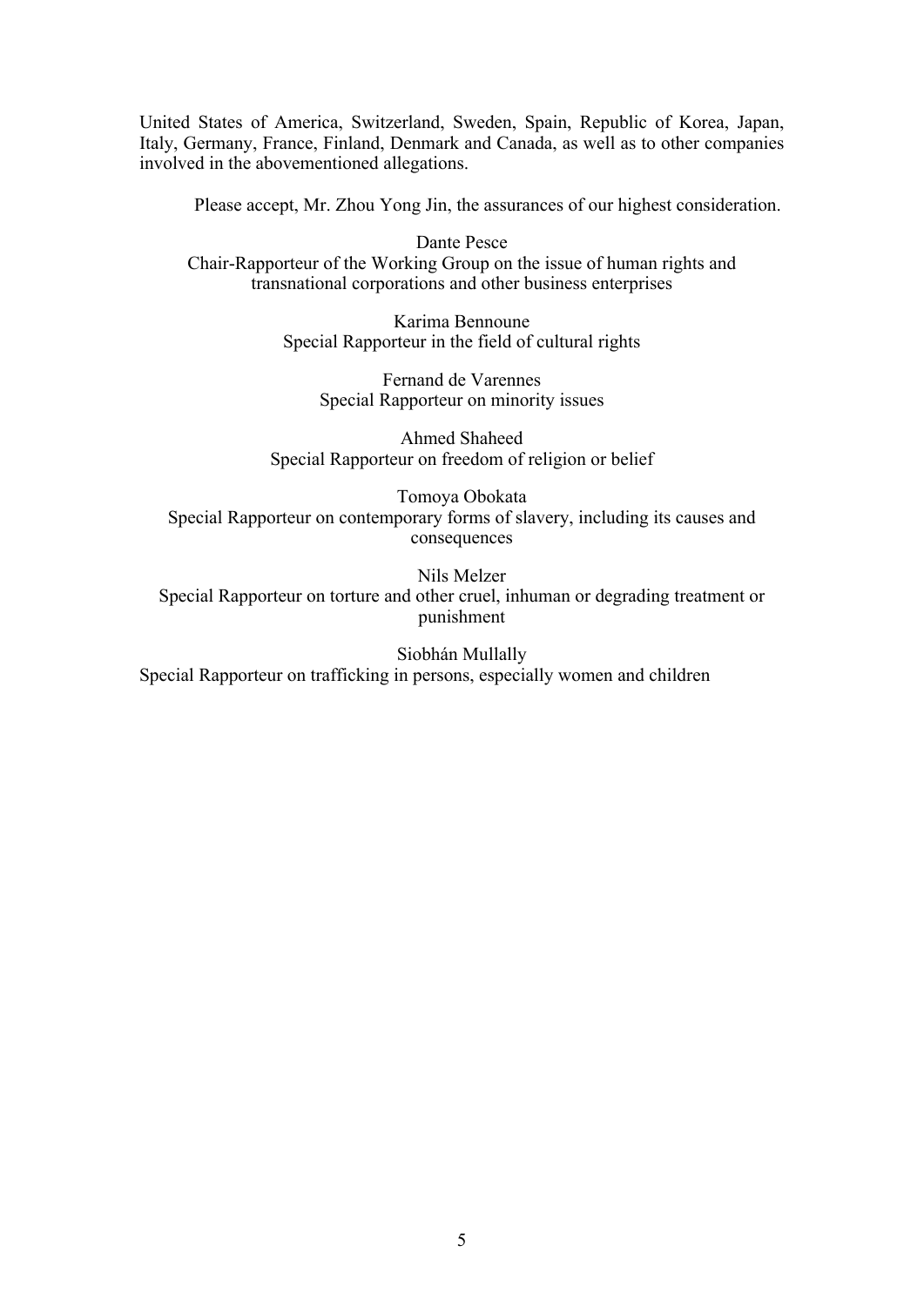United States of America, Switzerland, Sweden, Spain, Republic of Korea, Japan, Italy, Germany, France, Finland, Denmark and Canada, as well as to other companies involved in the abovementioned allegations.

Please accept, Mr. Zhou Yong Jin, the assurances of our highest consideration.

Dante Pesce
Chair-Rapporteur of the Working Group on the issue of human rights and transnational corporations and other business enterprises

Karima Bennoune
Special Rapporteur in the field of cultural rights

Fernand de Varennes
Special Rapporteur on minority issues

Ahmed Shaheed
Special Rapporteur on freedom of religion or belief

Tomoya Obokata
Special Rapporteur on contemporary forms of slavery, including its causes and consequences

Nils Melzer
Special Rapporteur on torture and other cruel, inhuman or degrading treatment or punishment

Siobhán Mullally
Special Rapporteur on trafficking in persons, especially women and children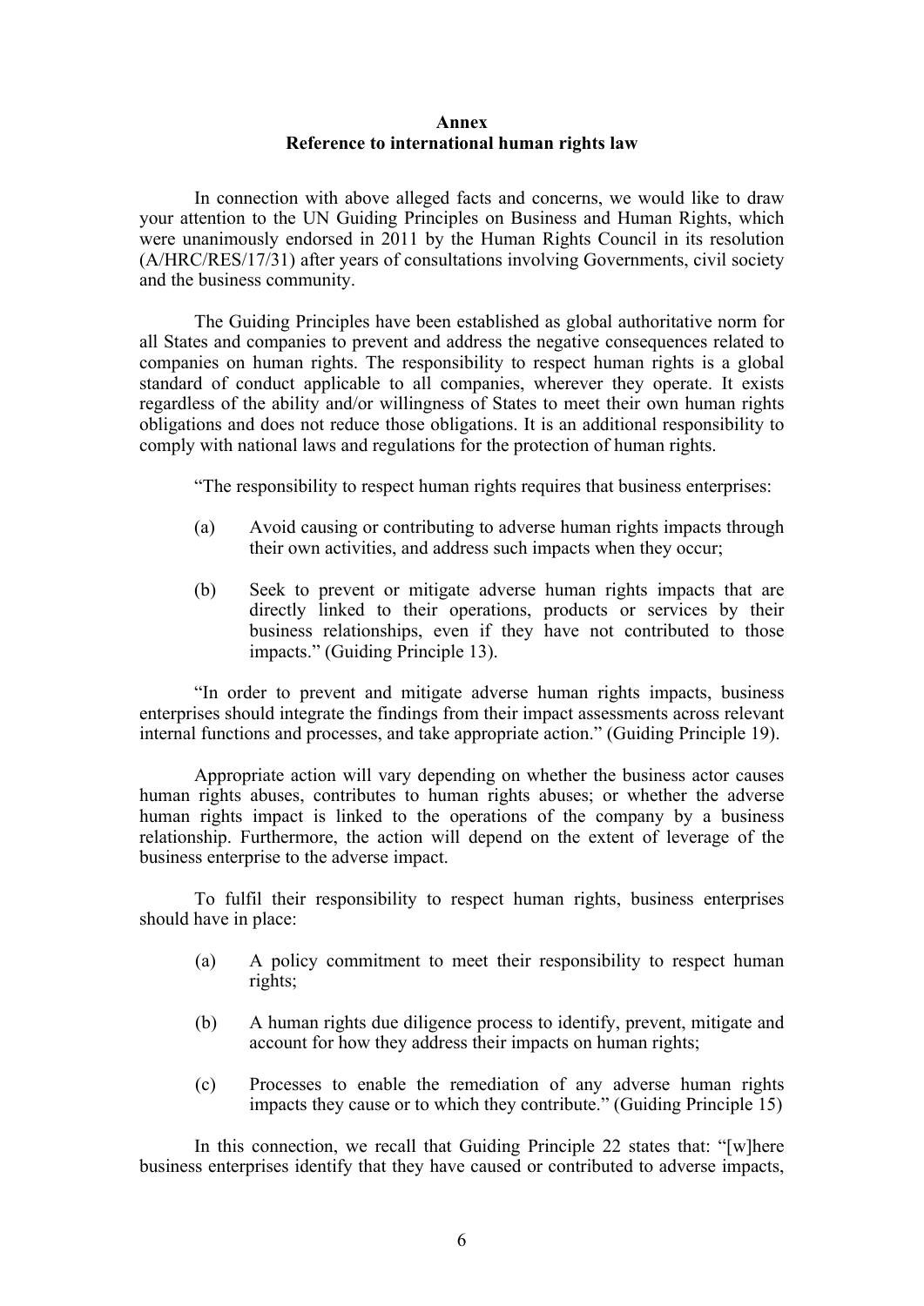**Annex**
**Reference to international human rights law**

In connection with above alleged facts and concerns, we would like to draw your attention to the UN Guiding Principles on Business and Human Rights, which were unanimously endorsed in 2011 by the Human Rights Council in its resolution (A/HRC/RES/17/31) after years of consultations involving Governments, civil society and the business community.

The Guiding Principles have been established as global authoritative norm for all States and companies to prevent and address the negative consequences related to companies on human rights. The responsibility to respect human rights is a global standard of conduct applicable to all companies, wherever they operate. It exists regardless of the ability and/or willingness of States to meet their own human rights obligations and does not reduce those obligations. It is an additional responsibility to comply with national laws and regulations for the protection of human rights.

"The responsibility to respect human rights requires that business enterprises:

(a) Avoid causing or contributing to adverse human rights impacts through their own activities, and address such impacts when they occur;

(b) Seek to prevent or mitigate adverse human rights impacts that are directly linked to their operations, products or services by their business relationships, even if they have not contributed to those impacts." (Guiding Principle 13).

"In order to prevent and mitigate adverse human rights impacts, business enterprises should integrate the findings from their impact assessments across relevant internal functions and processes, and take appropriate action." (Guiding Principle 19).

Appropriate action will vary depending on whether the business actor causes human rights abuses, contributes to human rights abuses; or whether the adverse human rights impact is linked to the operations of the company by a business relationship. Furthermore, the action will depend on the extent of leverage of the business enterprise to the adverse impact.

To fulfil their responsibility to respect human rights, business enterprises should have in place:

(a) A policy commitment to meet their responsibility to respect human rights;

(b) A human rights due diligence process to identify, prevent, mitigate and account for how they address their impacts on human rights;

(c) Processes to enable the remediation of any adverse human rights impacts they cause or to which they contribute." (Guiding Principle 15)

In this connection, we recall that Guiding Principle 22 states that: "[w]here business enterprises identify that they have caused or contributed to adverse impacts,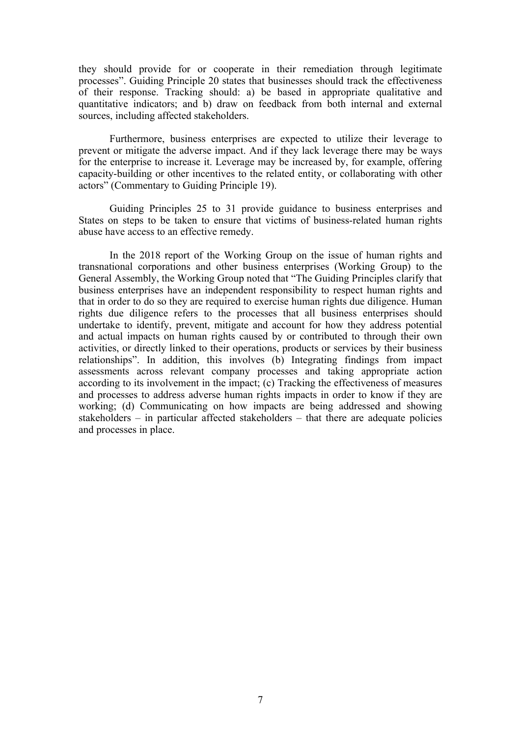they should provide for or cooperate in their remediation through legitimate processes". Guiding Principle 20 states that businesses should track the effectiveness of their response. Tracking should: a) be based in appropriate qualitative and quantitative indicators; and b) draw on feedback from both internal and external sources, including affected stakeholders.

Furthermore, business enterprises are expected to utilize their leverage to prevent or mitigate the adverse impact. And if they lack leverage there may be ways for the enterprise to increase it. Leverage may be increased by, for example, offering capacity-building or other incentives to the related entity, or collaborating with other actors" (Commentary to Guiding Principle 19).

Guiding Principles 25 to 31 provide guidance to business enterprises and States on steps to be taken to ensure that victims of business-related human rights abuse have access to an effective remedy.

In the 2018 report of the Working Group on the issue of human rights and transnational corporations and other business enterprises (Working Group) to the General Assembly, the Working Group noted that "The Guiding Principles clarify that business enterprises have an independent responsibility to respect human rights and that in order to do so they are required to exercise human rights due diligence. Human rights due diligence refers to the processes that all business enterprises should undertake to identify, prevent, mitigate and account for how they address potential and actual impacts on human rights caused by or contributed to through their own activities, or directly linked to their operations, products or services by their business relationships". In addition, this involves (b) Integrating findings from impact assessments across relevant company processes and taking appropriate action according to its involvement in the impact; (c) Tracking the effectiveness of measures and processes to address adverse human rights impacts in order to know if they are working; (d) Communicating on how impacts are being addressed and showing stakeholders – in particular affected stakeholders – that there are adequate policies and processes in place.